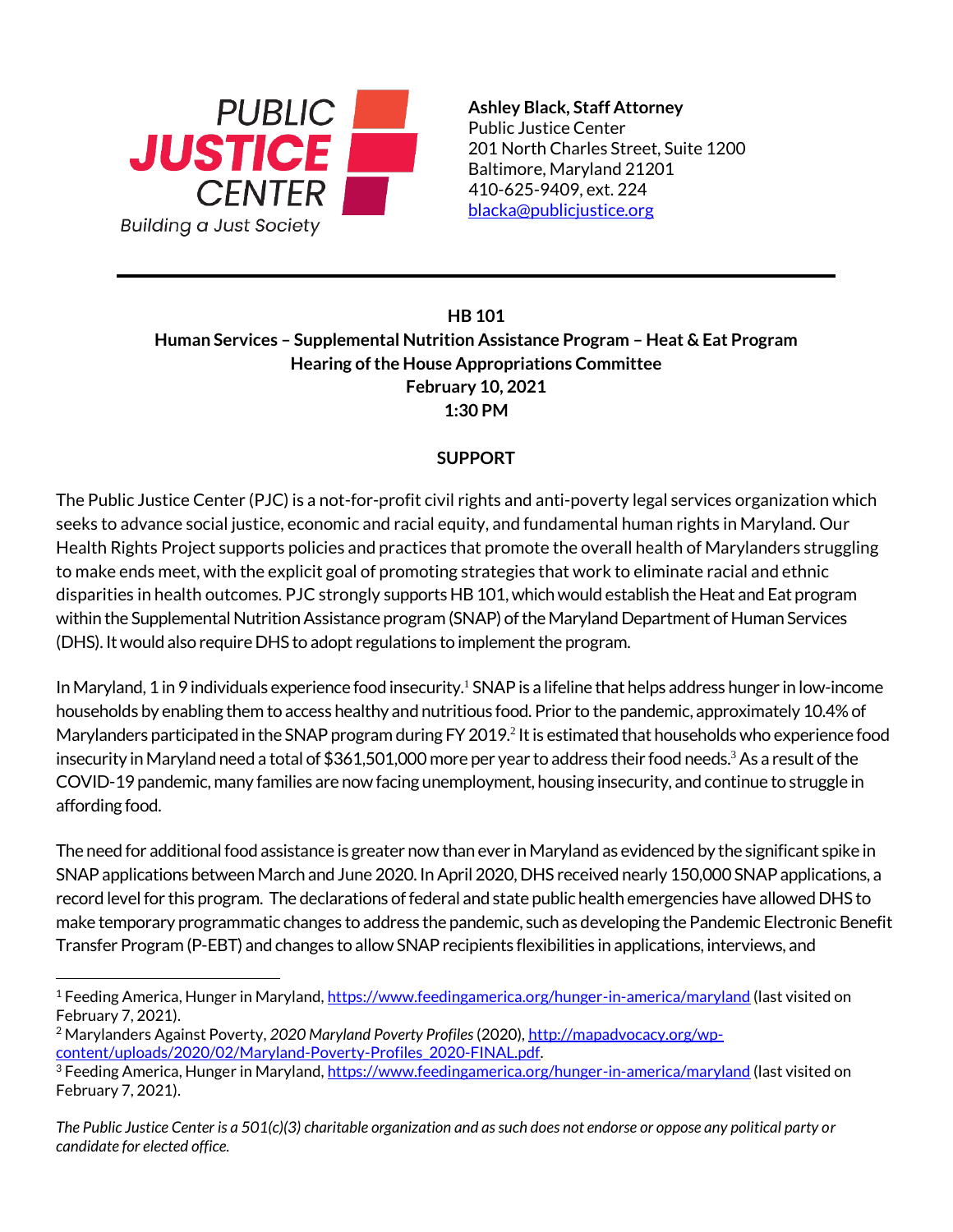PUBLIC **JUSTICE** CENTER
*Building a Just Society*

**Ashley Black, Staff Attorney**
Public Justice Center
201 North Charles Street, Suite 1200
Baltimore, Maryland 21201
410-625-9409, ext. 224
blacka@publicjustice.org

---

**HB 101**
**Human Services – Supplemental Nutrition Assistance Program – Heat & Eat Program**
**Hearing of the House Appropriations Committee**
**February 10, 2021**
**1:30 PM**

**SUPPORT**

The Public Justice Center (PJC) is a not-for-profit civil rights and anti-poverty legal services organization which seeks to advance social justice, economic and racial equity, and fundamental human rights in Maryland. Our Health Rights Project supports policies and practices that promote the overall health of Marylanders struggling to make ends meet, with the explicit goal of promoting strategies that work to eliminate racial and ethnic disparities in health outcomes. PJC strongly supports HB 101, which would establish the Heat and Eat program within the Supplemental Nutrition Assistance program (SNAP) of the Maryland Department of Human Services (DHS). It would also require DHS to adopt regulations to implement the program.

In Maryland, 1 in 9 individuals experience food insecurity.[1] SNAP is a lifeline that helps address hunger in low-income households by enabling them to access healthy and nutritious food. Prior to the pandemic, approximately 10.4% of Marylanders participated in the SNAP program during FY 2019.[2] It is estimated that households who experience food insecurity in Maryland need a total of $361,501,000 more per year to address their food needs.[3] As a result of the COVID-19 pandemic, many families are now facing unemployment, housing insecurity, and continue to struggle in affording food.

The need for additional food assistance is greater now than ever in Maryland as evidenced by the significant spike in SNAP applications between March and June 2020. In April 2020, DHS received nearly 150,000 SNAP applications, a record level for this program. The declarations of federal and state public health emergencies have allowed DHS to make temporary programmatic changes to address the pandemic, such as developing the Pandemic Electronic Benefit Transfer Program (P-EBT) and changes to allow SNAP recipients flexibilities in applications, interviews, and

---

[1] Feeding America, Hunger in Maryland, https://www.feedingamerica.org/hunger-in-america/maryland (last visited on February 7, 2021).

[2] Marylanders Against Poverty, *2020 Maryland Poverty Profiles* (2020), http://mapadvocacy.org/wp-content/uploads/2020/02/Maryland-Poverty-Profiles_2020-FINAL.pdf.

[3] Feeding America, Hunger in Maryland, https://www.feedingamerica.org/hunger-in-america/maryland (last visited on February 7, 2021).

*The Public Justice Center is a 501(c)(3) charitable organization and as such does not endorse or oppose any political party or candidate for elected office.*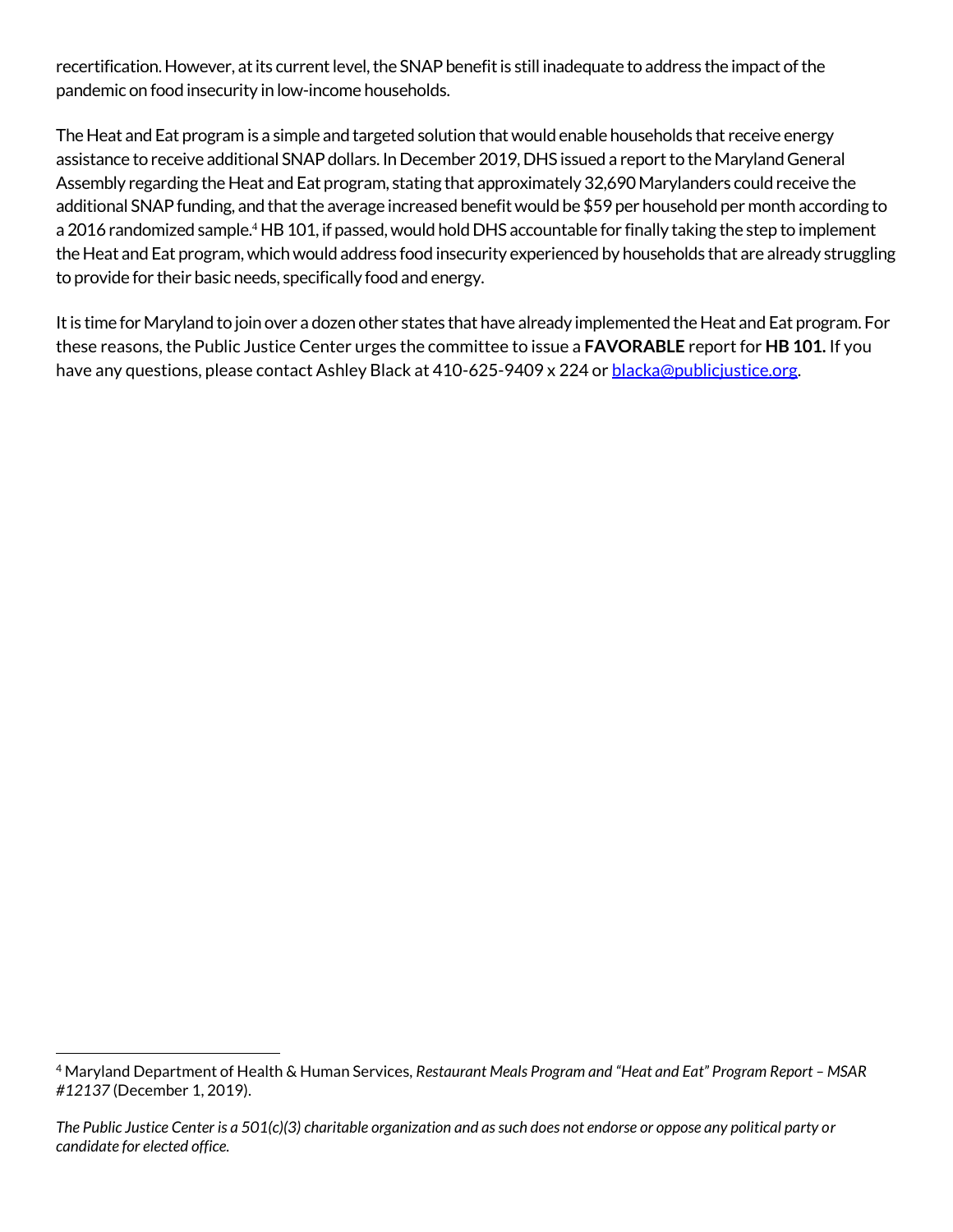recertification. However, at its current level, the SNAP benefit is still inadequate to address the impact of the pandemic on food insecurity in low-income households.

The Heat and Eat program is a simple and targeted solution that would enable households that receive energy assistance to receive additional SNAP dollars. In December 2019, DHS issued a report to the Maryland General Assembly regarding the Heat and Eat program, stating that approximately 32,690 Marylanders could receive the additional SNAP funding, and that the average increased benefit would be $59 per household per month according to a 2016 randomized sample.[4] HB 101, if passed, would hold DHS accountable for finally taking the step to implement the Heat and Eat program, which would address food insecurity experienced by households that are already struggling to provide for their basic needs, specifically food and energy.

It is time for Maryland to join over a dozen other states that have already implemented the Heat and Eat program. For these reasons, the Public Justice Center urges the committee to issue a **FAVORABLE** report for **HB 101.** If you have any questions, please contact Ashley Black at 410-625-9409 x 224 or [blacka@publicjustice.org](mailto:blacka@publicjustice.org).

---

[4] Maryland Department of Health & Human Services, *Restaurant Meals Program and "Heat and Eat" Program Report – MSAR #12137* (December 1, 2019).

*The Public Justice Center is a 501(c)(3) charitable organization and as such does not endorse or oppose any political party or candidate for elected office.*